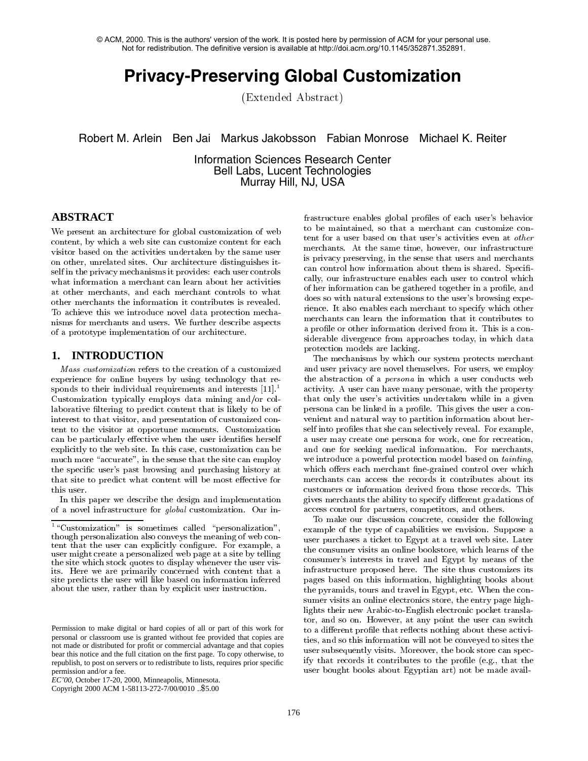© ACM, 2000. This is the authors' version of the work. It is posted here by permission of ACM for your personal use. Not for redistribution. The definitive version is available at http://doi.acm.org/10.1145/352871.352891.

# Privacy-Preserving Global Customization

(Extended Abstract)

Robert M. Arlein   Ben Jai   Markus Jakobsson   Fabian Monrose   Michael K. Reiter

Information Sciences Research Center
Bell Labs, Lucent Technologies
Murray Hill, NJ, USA

## ABSTRACT

We present an architecture for global customization of web content, by which a web site can customize content for each visitor based on the activities undertaken by the same user on other, unrelated sites. Our architecture distinguishes itself in the privacy mechanisms it provides: each user controls what information a merchant can learn about her activities at other merchants, and each merchant controls to what other merchants the information it contributes is revealed. To achieve this we introduce novel data protection mechanisms for merchants and users. We further describe aspects of a prototype implementation of our architecture.

## 1. INTRODUCTION

*Mass customization* refers to the creation of a customized experience for online buyers by using technology that responds to their individual requirements and interests [11].[1] Customization typically employs data mining and/or collaborative filtering to predict content that is likely to be of interest to that visitor, and presentation of customized content to the visitor at opportune moments. Customization can be particularly effective when the user identifies herself explicitly to the web site. In this case, customization can be much more "accurate", in the sense that the site can employ the specific user's past browsing and purchasing history at that site to predict what content will be most effective for this user.

In this paper we describe the design and implementation of a novel infrastructure for *global* customization. Our infrastructure enables global profiles of each user's behavior to be maintained, so that a merchant can customize content for a user based on that user's activities even at *other* merchants. At the same time, however, our infrastructure is privacy preserving, in the sense that users and merchants can control how information about them is shared. Specifically, our infrastructure enables each user to control which of her information can be gathered together in a profile, and does so with natural extensions to the user's browsing experience. It also enables each merchant to specify which other merchants can learn the information that it contributes to a profile or other information derived from it. This is a considerable divergence from approaches today, in which data protection models are lacking.

The mechanisms by which our system protects merchant and user privacy are novel themselves. For users, we employ the abstraction of a *persona* in which a user conducts web activity. A user can have many personae, with the property that only the user's activities undertaken while in a given persona can be linked in a profile. This gives the user a convenient and natural way to partition information about herself into profiles that she can selectively reveal. For example, a user may create one persona for work, one for recreation, and one for seeking medical information. For merchants, we introduce a powerful protection model based on *tainting*, which offers each merchant fine-grained control over which merchants can access the records it contributes about its customers or information derived from those records. This gives merchants the ability to specify different gradations of access control for partners, competitors, and others.

To make our discussion concrete, consider the following example of the type of capabilities we envision. Suppose a user purchases a ticket to Egypt at a travel web site. Later the consumer visits an online bookstore, which learns of the consumer's interests in travel and Egypt by means of the infrastructure proposed here. The site thus customizes its pages based on this information, highlighting books about the pyramids, tours and travel in Egypt, etc. When the consumer visits an online electronics store, the entry page highlights their new Arabic-to-English electronic pocket translator, and so on. However, at any point the user can switch to a different profile that reflects nothing about these activities, and so this information will not be conveyed to sites the user subsequently visits. Moreover, the book store can specify that records it contributes to the profile (e.g., that the user bought books about Egyptian art) not be made avail-

[1] "Customization" is sometimes called "personalization", though personalization also conveys the meaning of web content that the user can explicitly configure. For example, a user might create a personalized web page at a site by telling the site which stock quotes to display whenever the user visits. Here we are primarily concerned with content that a site predicts the user will like based on information inferred about the user, rather than by explicit user instruction.

Permission to make digital or hard copies of all or part of this work for personal or classroom use is granted without fee provided that copies are not made or distributed for profit or commercial advantage and that copies bear this notice and the full citation on the first page. To copy otherwise, to republish, to post on servers or to redistribute to lists, requires prior specific permission and/or a fee.
*EC'00*, October 17-20, 2000, Minneapolis, Minnesota.
Copyright 2000 ACM 1-58113-272-7/00/0010 ..$5.00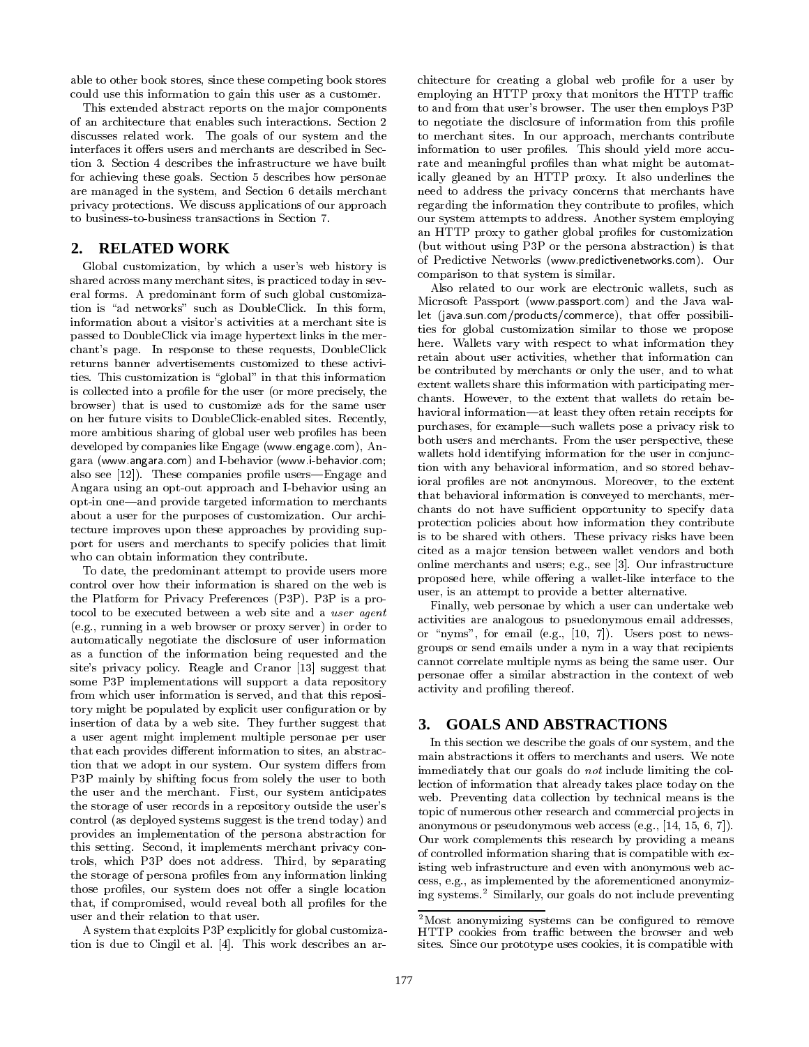able to other book stores, since these competing book stores could use this information to gain this user as a customer.

This extended abstract reports on the major components of an architecture that enables such interactions. Section 2 discusses related work. The goals of our system and the interfaces it offers users and merchants are described in Section 3. Section 4 describes the infrastructure we have built for achieving these goals. Section 5 describes how personae are managed in the system, and Section 6 details merchant privacy protections. We discuss applications of our approach to business-to-business transactions in Section 7.

## 2. RELATED WORK

Global customization, by which a user's web history is shared across many merchant sites, is practiced today in several forms. A predominant form of such global customization is "ad networks" such as DoubleClick. In this form, information about a visitor's activities at a merchant site is passed to DoubleClick via image hypertext links in the merchant's page. In response to these requests, DoubleClick returns banner advertisements customized to these activities. This customization is "global" in that this information is collected into a profile for the user (or more precisely, the browser) that is used to customize ads for the same user on her future visits to DoubleClick-enabled sites. Recently, more ambitious sharing of global user web profiles has been developed by companies like Engage (www.engage.com), Angara (www.angara.com) and I-behavior (www.i-behavior.com; also see [12]). These companies profile users—Engage and Angara using an opt-out approach and I-behavior using an opt-in one—and provide targeted information to merchants about a user for the purposes of customization. Our architecture improves upon these approaches by providing support for users and merchants to specify policies that limit who can obtain information they contribute.

To date, the predominant attempt to provide users more control over how their information is shared on the web is the Platform for Privacy Preferences (P3P). P3P is a protocol to be executed between a web site and a *user agent* (e.g., running in a web browser or proxy server) in order to automatically negotiate the disclosure of user information as a function of the information being requested and the site's privacy policy. Reagle and Cranor [13] suggest that some P3P implementations will support a data repository from which user information is served, and that this repository might be populated by explicit user configuration or by insertion of data by a web site. They further suggest that a user agent might implement multiple personae per user that each provides different information to sites, an abstraction that we adopt in our system. Our system differs from P3P mainly by shifting focus from solely the user to both the user and the merchant. First, our system anticipates the storage of user records in a repository outside the user's control (as deployed systems suggest is the trend today) and provides an implementation of the persona abstraction for this setting. Second, it implements merchant privacy controls, which P3P does not address. Third, by separating the storage of persona profiles from any information linking those profiles, our system does not offer a single location that, if compromised, would reveal both all profiles for the user and their relation to that user.

A system that exploits P3P explicitly for global customization is due to Cingil et al. [4]. This work describes an architecture for creating a global web profile for a user by employing an HTTP proxy that monitors the HTTP traffic to and from that user's browser. The user then employs P3P to negotiate the disclosure of information from this profile to merchant sites. In our approach, merchants contribute information to user profiles. This should yield more accurate and meaningful profiles than what might be automatically gleaned by an HTTP proxy. It also underlines the need to address the privacy concerns that merchants have regarding the information they contribute to profiles, which our system attempts to address. Another system employing an HTTP proxy to gather global profiles for customization (but without using P3P or the persona abstraction) is that of Predictive Networks (www.predictivenetworks.com). Our comparison to that system is similar.

Also related to our work are electronic wallets, such as Microsoft Passport (www.passport.com) and the Java wallet (java.sun.com/products/commerce), that offer possibilities for global customization similar to those we propose here. Wallets vary with respect to what information they retain about user activities, whether that information can be contributed by merchants or only the user, and to what extent wallets share this information with participating merchants. However, to the extent that wallets do retain behavioral information—at least they often retain receipts for purchases, for example—such wallets pose a privacy risk to both users and merchants. From the user perspective, these wallets hold identifying information for the user in conjunction with any behavioral information, and so stored behavioral profiles are not anonymous. Moreover, to the extent that behavioral information is conveyed to merchants, merchants do not have sufficient opportunity to specify data protection policies about how information they contribute is to be shared with others. These privacy risks have been cited as a major tension between wallet vendors and both online merchants and users; e.g., see [3]. Our infrastructure proposed here, while offering a wallet-like interface to the user, is an attempt to provide a better alternative.

Finally, web personae by which a user can undertake web activities are analogous to psuedonymous email addresses, or "nyms", for email (e.g., [10, 7]). Users post to newsgroups or send emails under a nym in a way that recipients cannot correlate multiple nyms as being the same user. Our personae offer a similar abstraction in the context of web activity and profiling thereof.

## 3. GOALS AND ABSTRACTIONS

In this section we describe the goals of our system, and the main abstractions it offers to merchants and users. We note immediately that our goals do *not* include limiting the collection of information that already takes place today on the web. Preventing data collection by technical means is the topic of numerous other research and commercial projects in anonymous or pseudonymous web access (e.g., [14, 15, 6, 7]). Our work complements this research by providing a means of controlled information sharing that is compatible with existing web infrastructure and even with anonymous web access, e.g., as implemented by the aforementioned anonymizing systems.[2] Similarly, our goals do not include preventing

[2] Most anonymizing systems can be configured to remove HTTP cookies from traffic between the browser and web sites. Since our prototype uses cookies, it is compatible with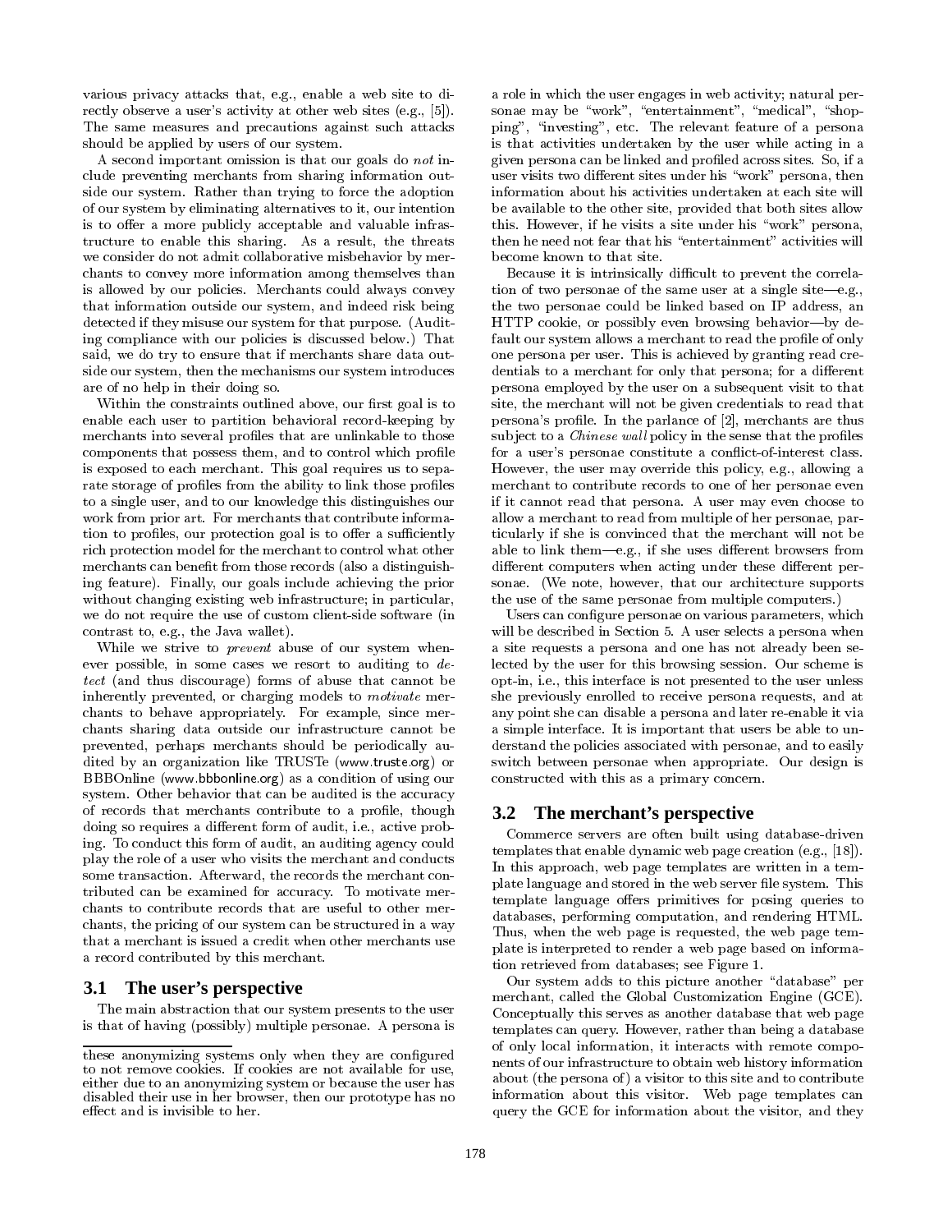various privacy attacks that, e.g., enable a web site to directly observe a user's activity at other web sites (e.g., [5]). The same measures and precautions against such attacks should be applied by users of our system.

A second important omission is that our goals do *not* include preventing merchants from sharing information outside our system. Rather than trying to force the adoption of our system by eliminating alternatives to it, our intention is to offer a more publicly acceptable and valuable infrastructure to enable this sharing. As a result, the threats we consider do not admit collaborative misbehavior by merchants to convey more information among themselves than is allowed by our policies. Merchants could always convey that information outside our system, and indeed risk being detected if they misuse our system for that purpose. (Auditing compliance with our policies is discussed below.) That said, we do try to ensure that if merchants share data outside our system, then the mechanisms our system introduces are of no help in their doing so.

Within the constraints outlined above, our first goal is to enable each user to partition behavioral record-keeping by merchants into several profiles that are unlinkable to those components that possess them, and to control which profile is exposed to each merchant. This goal requires us to separate storage of profiles from the ability to link those profiles to a single user, and to our knowledge this distinguishes our work from prior art. For merchants that contribute information to profiles, our protection goal is to offer a sufficiently rich protection model for the merchant to control what other merchants can benefit from those records (also a distinguishing feature). Finally, our goals include achieving the prior without changing existing web infrastructure; in particular, we do not require the use of custom client-side software (in contrast to, e.g., the Java wallet).

While we strive to *prevent* abuse of our system whenever possible, in some cases we resort to auditing to *detect* (and thus discourage) forms of abuse that cannot be inherently prevented, or charging models to *motivate* merchants to behave appropriately. For example, since merchants sharing data outside our infrastructure cannot be prevented, perhaps merchants should be periodically audited by an organization like TRUSTe (www.truste.org) or BBBOnline (www.bbbonline.org) as a condition of using our system. Other behavior that can be audited is the accuracy of records that merchants contribute to a profile, though doing so requires a different form of audit, i.e., active probing. To conduct this form of audit, an auditing agency could play the role of a user who visits the merchant and conducts some transaction. Afterward, the records the merchant contributed can be examined for accuracy. To motivate merchants to contribute records that are useful to other merchants, the pricing of our system can be structured in a way that a merchant is issued a credit when other merchants use a record contributed by this merchant.

### 3.1 The user's perspective

The main abstraction that our system presents to the user is that of having (possibly) multiple personae. A persona is a role in which the user engages in web activity; natural personae may be "work", "entertainment", "medical", "shopping", "investing", etc. The relevant feature of a persona is that activities undertaken by the user while acting in a given persona can be linked and profiled across sites. So, if a user visits two different sites under his "work" persona, then information about his activities undertaken at each site will be available to the other site, provided that both sites allow this. However, if he visits a site under his "work" persona, then he need not fear that his "entertainment" activities will become known to that site.

Because it is intrinsically difficult to prevent the correlation of two personae of the same user at a single site—e.g., the two personae could be linked based on IP address, an HTTP cookie, or possibly even browsing behavior—by default our system allows a merchant to read the profile of only one persona per user. This is achieved by granting read credentials to a merchant for only that persona; for a different persona employed by the user on a subsequent visit to that site, the merchant will not be given credentials to read that persona's profile. In the parlance of [2], merchants are thus subject to a *Chinese wall* policy in the sense that the profiles for a user's personae constitute a conflict-of-interest class. However, the user may override this policy, e.g., allowing a merchant to contribute records to one of her personae even if it cannot read that persona. A user may even choose to allow a merchant to read from multiple of her personae, particularly if she is convinced that the merchant will not be able to link them—e.g., if she uses different browsers from different computers when acting under these different personae. (We note, however, that our architecture supports the use of the same personae from multiple computers.)

Users can configure personae on various parameters, which will be described in Section 5. A user selects a persona when a site requests a persona and one has not already been selected by the user for this browsing session. Our scheme is opt-in, i.e., this interface is not presented to the user unless she previously enrolled to receive persona requests, and at any point she can disable a persona and later re-enable it via a simple interface. It is important that users be able to understand the policies associated with personae, and to easily switch between personae when appropriate. Our design is constructed with this as a primary concern.

### 3.2 The merchant's perspective

Commerce servers are often built using database-driven templates that enable dynamic web page creation (e.g., [18]). In this approach, web page templates are written in a template language and stored in the web server file system. This template language offers primitives for posing queries to databases, performing computation, and rendering HTML. Thus, when the web page is requested, the web page template is interpreted to render a web page based on information retrieved from databases; see Figure 1.

Our system adds to this picture another "database" per merchant, called the Global Customization Engine (GCE). Conceptually this serves as another database that web page templates can query. However, rather than being a database of only local information, it interacts with remote components of our infrastructure to obtain web history information about (the persona of) a visitor to this site and to contribute information about this visitor. Web page templates can query the GCE for information about the visitor, and they

---

these anonymizing systems only when they are configured to not remove cookies. If cookies are not available for use, either due to an anonymizing system or because the user has disabled their use in her browser, then our prototype has no effect and is invisible to her.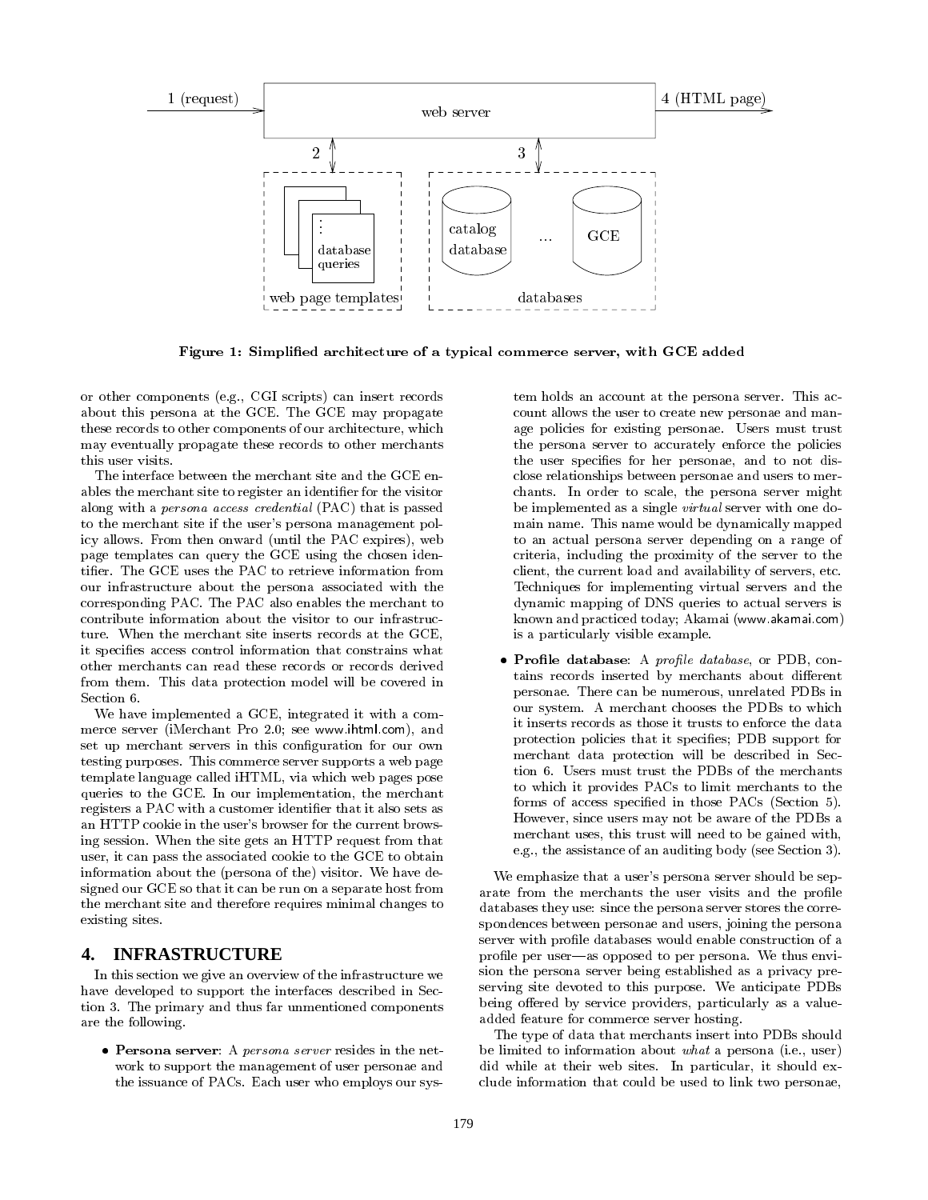Figure 1: Simplified architecture of a typical commerce server, with GCE added

or other components (e.g., CGI scripts) can insert records about this persona at the GCE. The GCE may propagate these records to other components of our architecture, which may eventually propagate these records to other merchants this user visits.

The interface between the merchant site and the GCE enables the merchant site to register an identifier for the visitor along with a *persona access credential* (PAC) that is passed to the merchant site if the user's persona management policy allows. From then onward (until the PAC expires), web page templates can query the GCE using the chosen identifier. The GCE uses the PAC to retrieve information from our infrastructure about the persona associated with the corresponding PAC. The PAC also enables the merchant to contribute information about the visitor to our infrastructure. When the merchant site inserts records at the GCE, it specifies access control information that constrains what other merchants can read these records or records derived from them. This data protection model will be covered in Section 6.

We have implemented a GCE, integrated it with a commerce server (iMerchant Pro 2.0; see www.ihtml.com), and set up merchant servers in this configuration for our own testing purposes. This commerce server supports a web page template language called iHTML, via which web pages pose queries to the GCE. In our implementation, the merchant registers a PAC with a customer identifier that it also sets as an HTTP cookie in the user's browser for the current browsing session. When the site gets an HTTP request from that user, it can pass the associated cookie to the GCE to obtain information about the (persona of the) visitor. We have designed our GCE so that it can be run on a separate host from the merchant site and therefore requires minimal changes to existing sites.

## 4. INFRASTRUCTURE

In this section we give an overview of the infrastructure we have developed to support the interfaces described in Section 3. The primary and thus far unmentioned components are the following.

- **Persona server**: A *persona server* resides in the network to support the management of user personae and the issuance of PACs. Each user who employs our system holds an account at the persona server. This account allows the user to create new personae and manage policies for existing personae. Users must trust the persona server to accurately enforce the policies the user specifies for her personae, and to not disclose relationships between personae and users to merchants. In order to scale, the persona server might be implemented as a single *virtual* server with one domain name. This name would be dynamically mapped to an actual persona server depending on a range of criteria, including the proximity of the server to the client, the current load and availability of servers, etc. Techniques for implementing virtual servers and the dynamic mapping of DNS queries to actual servers is known and practiced today; Akamai (www.akamai.com) is a particularly visible example.
- **Profile database**: A *profile database*, or PDB, contains records inserted by merchants about different personae. There can be numerous, unrelated PDBs in our system. A merchant chooses the PDBs to which it inserts records as those it trusts to enforce the data protection policies that it specifies; PDB support for merchant data protection will be described in Section 6. Users must trust the PDBs of the merchants to which it provides PACs to limit merchants to the forms of access specified in those PACs (Section 5). However, since users may not be aware of the PDBs a merchant uses, this trust will need to be gained with, e.g., the assistance of an auditing body (see Section 3).

We emphasize that a user's persona server should be separate from the merchants the user visits and the profile databases they use: since the persona server stores the correspondences between personae and users, joining the persona server with profile databases would enable construction of a profile per user—as opposed to per persona. We thus envision the persona server being established as a privacy preserving site devoted to this purpose. We anticipate PDBs being offered by service providers, particularly as a value-added feature for commerce server hosting.

The type of data that merchants insert into PDBs should be limited to information about *what* a persona (i.e., user) did while at their web sites. In particular, it should exclude information that could be used to link two personae,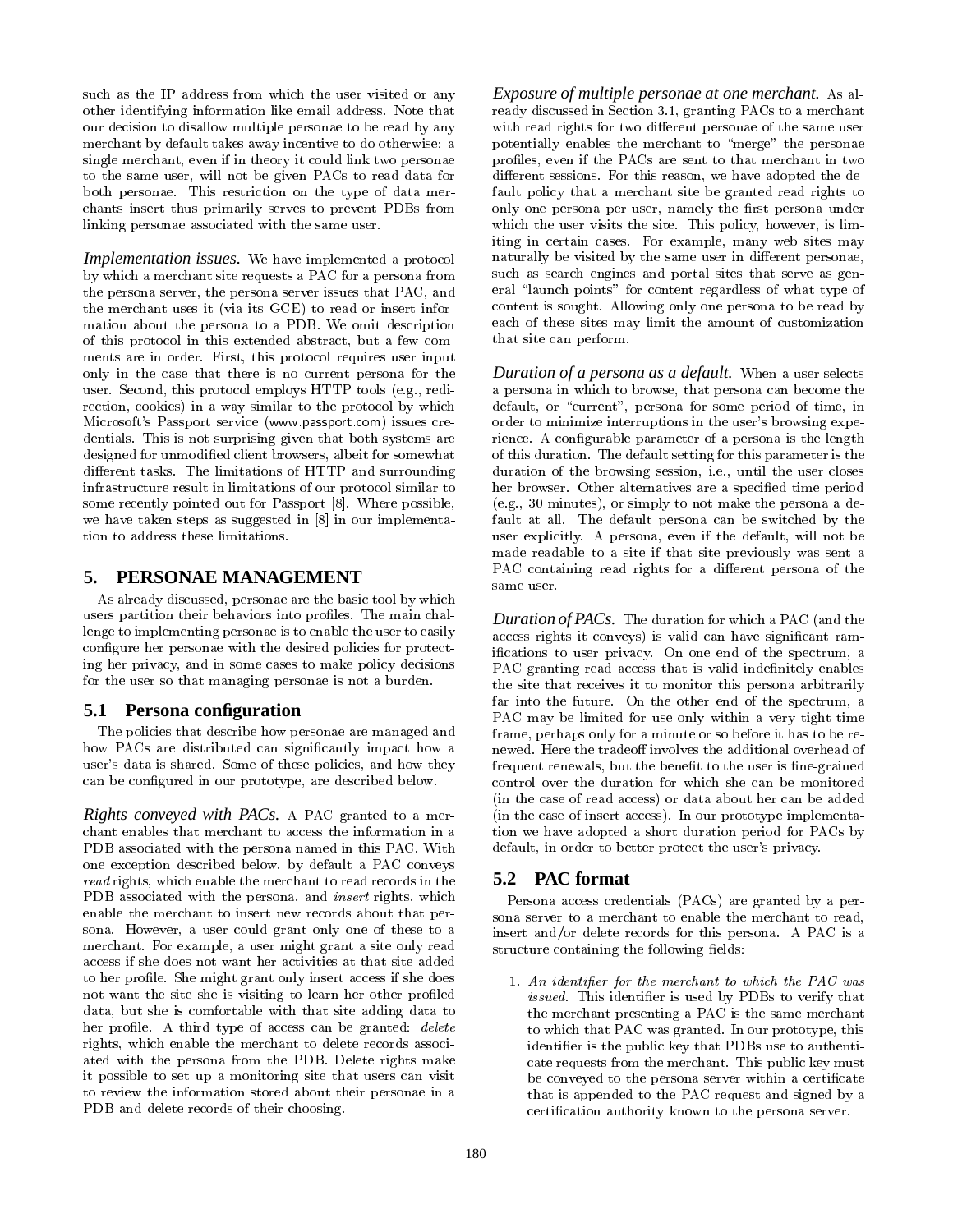such as the IP address from which the user visited or any other identifying information like email address. Note that our decision to disallow multiple personae to be read by any merchant by default takes away incentive to do otherwise: a single merchant, even if in theory it could link two personae to the same user, will not be given PACs to read data for both personae. This restriction on the type of data merchants insert thus primarily serves to prevent PDBs from linking personae associated with the same user.

*Implementation issues.* We have implemented a protocol by which a merchant site requests a PAC for a persona from the persona server, the persona server issues that PAC, and the merchant uses it (via its GCE) to read or insert information about the persona to a PDB. We omit description of this protocol in this extended abstract, but a few comments are in order. First, this protocol requires user input only in the case that there is no current persona for the user. Second, this protocol employs HTTP tools (e.g., redirection, cookies) in a way similar to the protocol by which Microsoft's Passport service (www.passport.com) issues credentials. This is not surprising given that both systems are designed for unmodified client browsers, albeit for somewhat different tasks. The limitations of HTTP and surrounding infrastructure result in limitations of our protocol similar to some recently pointed out for Passport [8]. Where possible, we have taken steps as suggested in [8] in our implementation to address these limitations.

## 5. PERSONAE MANAGEMENT

As already discussed, personae are the basic tool by which users partition their behaviors into profiles. The main challenge to implementing personae is to enable the user to easily configure her personae with the desired policies for protecting her privacy, and in some cases to make policy decisions for the user so that managing personae is not a burden.

### 5.1 Persona configuration

The policies that describe how personae are managed and how PACs are distributed can significantly impact how a user's data is shared. Some of these policies, and how they can be configured in our prototype, are described below.

*Rights conveyed with PACs.* A PAC granted to a merchant enables that merchant to access the information in a PDB associated with the persona named in this PAC. With one exception described below, by default a PAC conveys *read* rights, which enable the merchant to read records in the PDB associated with the persona, and *insert* rights, which enable the merchant to insert new records about that persona. However, a user could grant only one of these to a merchant. For example, a user might grant a site only read access if she does not want her activities at that site added to her profile. She might grant only insert access if she does not want the site she is visiting to learn her other profiled data, but she is comfortable with that site adding data to her profile. A third type of access can be granted: *delete* rights, which enable the merchant to delete records associated with the persona from the PDB. Delete rights make it possible to set up a monitoring site that users can visit to review the information stored about their personae in a PDB and delete records of their choosing.

*Exposure of multiple personae at one merchant.* As already discussed in Section 3.1, granting PACs to a merchant with read rights for two different personae of the same user potentially enables the merchant to "merge" the personae profiles, even if the PACs are sent to that merchant in two different sessions. For this reason, we have adopted the default policy that a merchant site be granted read rights to only one persona per user, namely the first persona under which the user visits the site. This policy, however, is limiting in certain cases. For example, many web sites may naturally be visited by the same user in different personae, such as search engines and portal sites that serve as general "launch points" for content regardless of what type of content is sought. Allowing only one persona to be read by each of these sites may limit the amount of customization that site can perform.

*Duration of a persona as a default.* When a user selects a persona in which to browse, that persona can become the default, or "current", persona for some period of time, in order to minimize interruptions in the user's browsing experience. A configurable parameter of a persona is the length of this duration. The default setting for this parameter is the duration of the browsing session, i.e., until the user closes her browser. Other alternatives are a specified time period (e.g., 30 minutes), or simply to not make the persona a default at all. The default persona can be switched by the user explicitly. A persona, even if the default, will not be made readable to a site if that site previously was sent a PAC containing read rights for a different persona of the same user.

*Duration of PACs.* The duration for which a PAC (and the access rights it conveys) is valid can have significant ramifications to user privacy. On one end of the spectrum, a PAC granting read access that is valid indefinitely enables the site that receives it to monitor this persona arbitrarily far into the future. On the other end of the spectrum, a PAC may be limited for use only within a very tight time frame, perhaps only for a minute or so before it has to be renewed. Here the tradeoff involves the additional overhead of frequent renewals, but the benefit to the user is fine-grained control over the duration for which she can be monitored (in the case of read access) or data about her can be added (in the case of insert access). In our prototype implementation we have adopted a short duration period for PACs by default, in order to better protect the user's privacy.

### 5.2 PAC format

Persona access credentials (PACs) are granted by a persona server to a merchant to enable the merchant to read, insert and/or delete records for this persona. A PAC is a structure containing the following fields:

1. *An identifier for the merchant to which the PAC was issued.* This identifier is used by PDBs to verify that the merchant presenting a PAC is the same merchant to which that PAC was granted. In our prototype, this identifier is the public key that PDBs use to authenticate requests from the merchant. This public key must be conveyed to the persona server within a certificate that is appended to the PAC request and signed by a certification authority known to the persona server.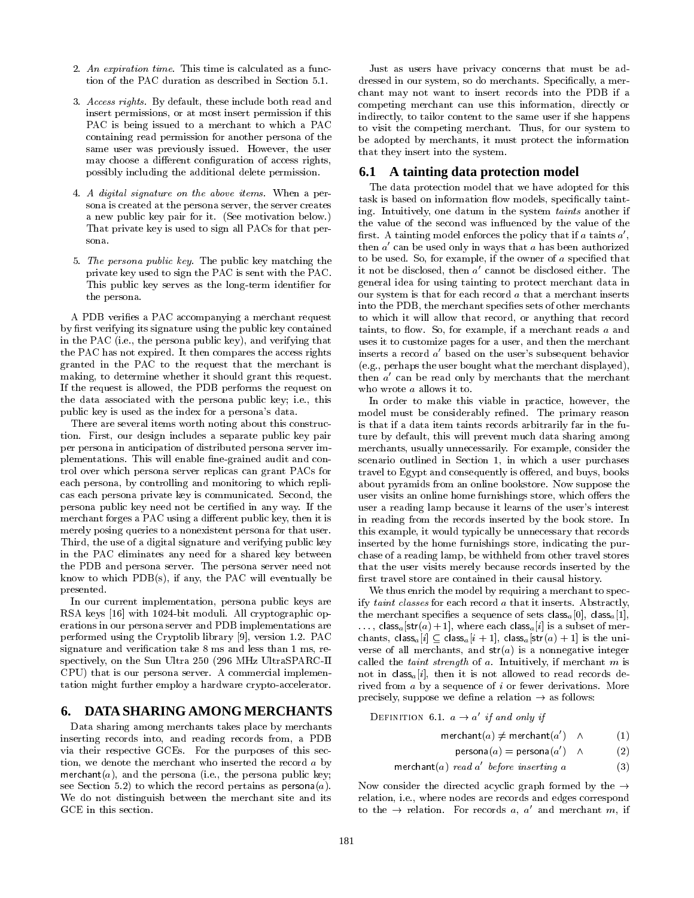2. *An expiration time.* This time is calculated as a function of the PAC duration as described in Section 5.1.

3. *Access rights.* By default, these include both read and insert permissions, or at most insert permission if this PAC is being issued to a merchant to which a PAC containing read permission for another persona of the same user was previously issued. However, the user may choose a different configuration of access rights, possibly including the additional delete permission.

4. *A digital signature on the above items.* When a persona is created at the persona server, the server creates a new public key pair for it. (See motivation below.) That private key is used to sign all PACs for that persona.

5. *The persona public key.* The public key matching the private key used to sign the PAC is sent with the PAC. This public key serves as the long-term identifier for the persona.

A PDB verifies a PAC accompanying a merchant request by first verifying its signature using the public key contained in the PAC (i.e., the persona public key), and verifying that the PAC has not expired. It then compares the access rights granted in the PAC to the request that the merchant is making, to determine whether it should grant this request. If the request is allowed, the PDB performs the request on the data associated with the persona public key; i.e., this public key is used as the index for a persona's data.

There are several items worth noting about this construction. First, our design includes a separate public key pair per persona in anticipation of distributed persona server implementations. This will enable fine-grained audit and control over which persona server replicas can grant PACs for each persona, by controlling and monitoring to which replicas each persona private key is communicated. Second, the persona public key need not be certified in any way. If the merchant forges a PAC using a different public key, then it is merely posing queries to a nonexistent persona for that user. Third, the use of a digital signature and verifying public key in the PAC eliminates any need for a shared key between the PDB and persona server. The persona server need not know to which PDB(s), if any, the PAC will eventually be presented.

In our current implementation, persona public keys are RSA keys [16] with 1024-bit moduli. All cryptographic operations in our persona server and PDB implementations are performed using the Cryptolib library [9], version 1.2. PAC signature and verification take 8 ms and less than 1 ms, respectively, on the Sun Ultra 250 (296 MHz UltraSPARC-II CPU) that is our persona server. A commercial implementation might further employ a hardware crypto-accelerator.

## 6. DATA SHARING AMONG MERCHANTS

Data sharing among merchants takes place by merchants inserting records into, and reading records from, a PDB via their respective GCEs. For the purposes of this section, we denote the merchant who inserted the record $a$ by $\mathsf{merchant}(a)$, and the persona (i.e., the persona public key; see Section 5.2) to which the record pertains as $\mathsf{persona}(a)$. We do not distinguish between the merchant site and its GCE in this section.

Just as users have privacy concerns that must be addressed in our system, so do merchants. Specifically, a merchant may not want to insert records into the PDB if a competing merchant can use this information, directly or indirectly, to tailor content to the same user if she happens to visit the competing merchant. Thus, for our system to be adopted by merchants, it must protect the information that they insert into the system.

### 6.1 A tainting data protection model

The data protection model that we have adopted for this task is based on information flow models, specifically tainting. Intuitively, one datum in the system *taints* another if the value of the second was influenced by the value of the first. A tainting model enforces the policy that if $a$ taints $a'$, then $a'$ can be used only in ways that $a$ has been authorized to be used. So, for example, if the owner of $a$ specified that it not be disclosed, then $a'$ cannot be disclosed either. The general idea for using tainting to protect merchant data in our system is that for each record $a$ that a merchant inserts into the PDB, the merchant specifies sets of other merchants to which it will allow that record, or anything that record taints, to flow. So, for example, if a merchant reads $a$ and uses it to customize pages for a user, and then the merchant inserts a record $a'$ based on the user's subsequent behavior (e.g., perhaps the user bought what the merchant displayed), then $a'$ can be read only by merchants that the merchant who wrote $a$ allows it to.

In order to make this viable in practice, however, the model must be considerably refined. The primary reason is that if a data item taints records arbitrarily far in the future by default, this will prevent much data sharing among merchants, usually unnecessarily. For example, consider the scenario outlined in Section 1, in which a user purchases travel to Egypt and consequently is offered, and buys, books about pyramids from an online bookstore. Now suppose the user visits an online home furnishings store, which offers the user a reading lamp because it learns of the user's interest in reading from the records inserted by the book store. In this example, it would typically be unnecessary that records inserted by the home furnishings store, indicating the purchase of a reading lamp, be withheld from other travel stores that the user visits merely because records inserted by the first travel store are contained in their causal history.

We thus enrich the model by requiring a merchant to specify *taint classes* for each record $a$ that it inserts. Abstractly, the merchant specifies a sequence of sets $\mathsf{class}_a[0]$, $\mathsf{class}_a[1]$, $\ldots$, $\mathsf{class}_a[\mathsf{str}(a)+1]$, where each $\mathsf{class}_a[i]$ is a subset of merchants, $\mathsf{class}_a[i] \subseteq \mathsf{class}_a[i+1]$, $\mathsf{class}_a[\mathsf{str}(a)+1]$ is the universe of all merchants, and $\mathsf{str}(a)$ is a nonnegative integer called the *taint strength* of $a$. Intuitively, if merchant $m$ is not in $\mathsf{class}_a[i]$, then it is not allowed to read records derived from $a$ by a sequence of $i$ or fewer derivations. More precisely, suppose we define a relation $\rightarrow$ as follows:

DEFINITION 6.1. *$a \rightarrow a'$ if and only if*

$$\mathsf{merchant}(a) \neq \mathsf{merchant}(a') \quad \wedge \qquad (1)$$

$$\mathsf{persona}(a) = \mathsf{persona}(a') \quad \wedge \qquad (2)$$

$$\mathsf{merchant}(a) \textit{ read } a' \textit{ before inserting } a \qquad (3)$$

Now consider the directed acyclic graph formed by the $\rightarrow$ relation, i.e., where nodes are records and edges correspond to the $\rightarrow$ relation. For records $a$, $a'$ and merchant $m$, if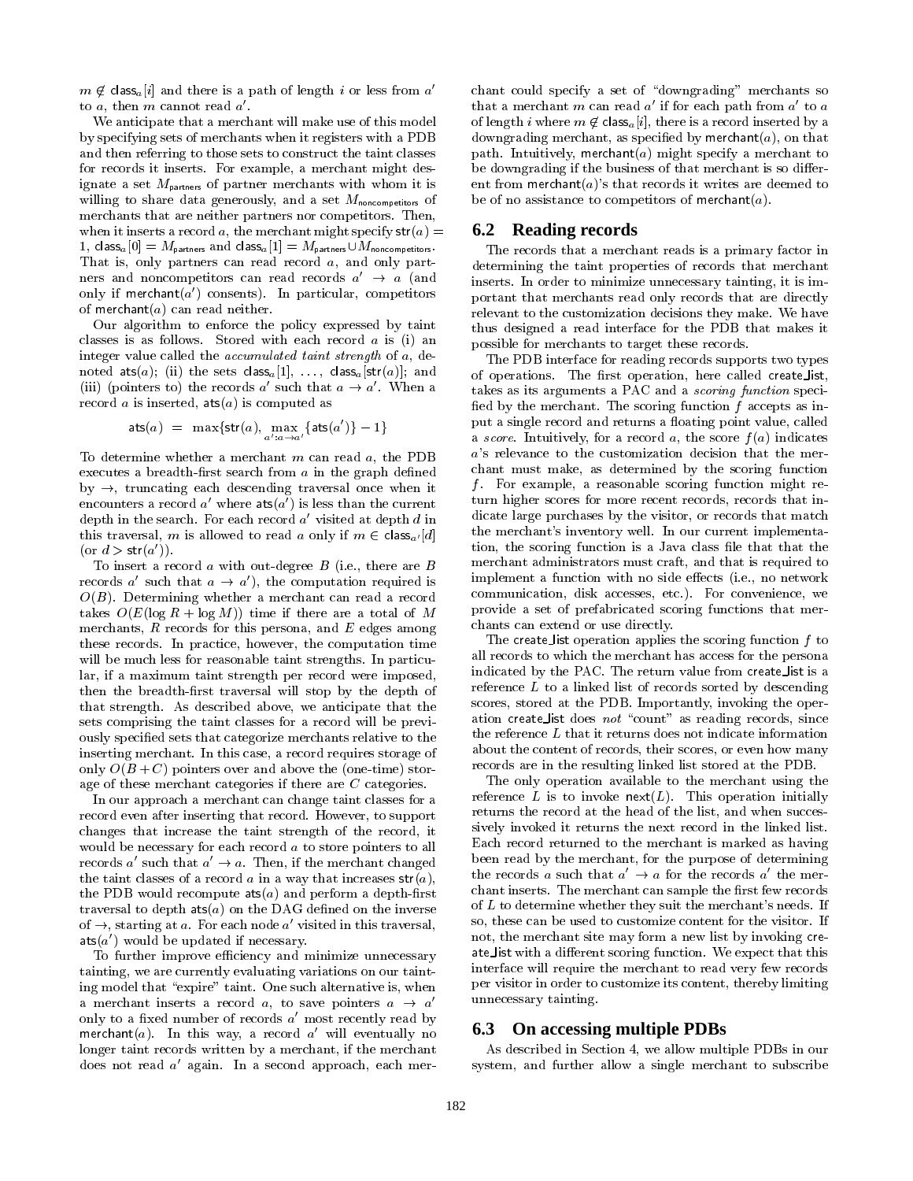$m \notin \mathsf{class}_a[i]$ and there is a path of length $i$ or less from $a'$ to $a$, then $m$ cannot read $a'$.

We anticipate that a merchant will make use of this model by specifying sets of merchants when it registers with a PDB and then referring to those sets to construct the taint classes for records it inserts. For example, a merchant might designate a set $M_{\mathsf{partners}}$ of partner merchants with whom it is willing to share data generously, and a set $M_{\mathsf{noncompetitors}}$ of merchants that are neither partners nor competitors. Then, when it inserts a record $a$, the merchant might specify $\mathsf{str}(a) = 1$, $\mathsf{class}_a[0] = M_{\mathsf{partners}}$ and $\mathsf{class}_a[1] = M_{\mathsf{partners}} \cup M_{\mathsf{noncompetitors}}$. That is, only partners can read record $a$, and only partners and noncompetitors can read records $a' \rightarrow a$ (and only if $\mathsf{merchant}(a')$ consents). In particular, competitors of $\mathsf{merchant}(a)$ can read neither.

Our algorithm to enforce the policy expressed by taint classes is as follows. Stored with each record $a$ is (i) an integer value called the *accumulated taint strength* of $a$, denoted $\mathsf{ats}(a)$; (ii) the sets $\mathsf{class}_a[1], \ldots, \mathsf{class}_a[\mathsf{str}(a)]$; and (iii) (pointers to) the records $a'$ such that $a \rightarrow a'$. When a record $a$ is inserted, $\mathsf{ats}(a)$ is computed as

$$\mathsf{ats}(a) \;=\; \max\{\mathsf{str}(a), \max_{a' : a \rightarrow a'} \{\mathsf{ats}(a')\} - 1\}$$

To determine whether a merchant $m$ can read $a$, the PDB executes a breadth-first search from $a$ in the graph defined by $\rightarrow$, truncating each descending traversal once when it encounters a record $a'$ where $\mathsf{ats}(a')$ is less than the current depth in the search. For each record $a'$ visited at depth $d$ in this traversal, $m$ is allowed to read $a$ only if $m \in \mathsf{class}_{a'}[d]$ (or $d > \mathsf{str}(a')$).

To insert a record $a$ with out-degree $B$ (i.e., there are $B$ records $a'$ such that $a \rightarrow a'$), the computation required is $O(B)$. Determining whether a merchant can read a record takes $O(E(\log R + \log M))$ time if there are a total of $M$ merchants, $R$ records for this persona, and $E$ edges among these records. In practice, however, the computation time will be much less for reasonable taint strengths. In particular, if a maximum taint strength per record were imposed, then the breadth-first traversal will stop by the depth of that strength. As described above, we anticipate that the sets comprising the taint classes for a record will be previously specified sets that categorize merchants relative to the inserting merchant. In this case, a record requires storage of only $O(B + C)$ pointers over and above the (one-time) storage of these merchant categories if there are $C$ categories.

In our approach a merchant can change taint classes for a record even after inserting that record. However, to support changes that increase the taint strength of the record, it would be necessary for each record $a$ to store pointers to all records $a'$ such that $a' \rightarrow a$. Then, if the merchant changed the taint classes of a record $a$ in a way that increases $\mathsf{str}(a)$, the PDB would recompute $\mathsf{ats}(a)$ and perform a depth-first traversal to depth $\mathsf{ats}(a)$ on the DAG defined on the inverse of $\rightarrow$, starting at $a$. For each node $a'$ visited in this traversal, $\mathsf{ats}(a')$ would be updated if necessary.

To further improve efficiency and minimize unnecessary tainting, we are currently evaluating variations on our tainting model that "expire" taint. One such alternative is, when a merchant inserts a record $a$, to save pointers $a \rightarrow a'$ only to a fixed number of records $a'$ most recently read by $\mathsf{merchant}(a)$. In this way, a record $a'$ will eventually no longer taint records written by a merchant, if the merchant does not read $a'$ again. In a second approach, each merchant could specify a set of "downgrading" merchants so that a merchant $m$ can read $a'$ if for each path from $a'$ to $a$ of length $i$ where $m \notin \mathsf{class}_a[i]$, there is a record inserted by a downgrading merchant, as specified by $\mathsf{merchant}(a)$, on that path. Intuitively, $\mathsf{merchant}(a)$ might specify a merchant to be downgrading if the business of that merchant is so different from $\mathsf{merchant}(a)$'s that records it writes are deemed to be of no assistance to competitors of $\mathsf{merchant}(a)$.

## 6.2 Reading records

The records that a merchant reads is a primary factor in determining the taint properties of records that merchant inserts. In order to minimize unnecessary tainting, it is important that merchants read only records that are directly relevant to the customization decisions they make. We have thus designed a read interface for the PDB that makes it possible for merchants to target these records.

The PDB interface for reading records supports two types of operations. The first operation, here called create_list, takes as its arguments a PAC and a *scoring function* specified by the merchant. The scoring function $f$ accepts as input a single record and returns a floating point value, called a *score*. Intuitively, for a record $a$, the score $f(a)$ indicates $a$'s relevance to the customization decision that the merchant must make, as determined by the scoring function $f$. For example, a reasonable scoring function might return higher scores for more recent records, records that indicate large purchases by the visitor, or records that match the merchant's inventory well. In our current implementation, the scoring function is a Java class file that that the merchant administrators must craft, and that is required to implement a function with no side effects (i.e., no network communication, disk accesses, etc.). For convenience, we provide a set of prefabricated scoring functions that merchants can extend or use directly.

The create_list operation applies the scoring function $f$ to all records to which the merchant has access for the persona indicated by the PAC. The return value from create_list is a reference $L$ to a linked list of records sorted by descending scores, stored at the PDB. Importantly, invoking the operation create_list does *not* "count" as reading records, since the reference $L$ that it returns does not indicate information about the content of records, their scores, or even how many records are in the resulting linked list stored at the PDB.

The only operation available to the merchant using the reference $L$ is to invoke $\mathsf{next}(L)$. This operation initially returns the record at the head of the list, and when successively invoked it returns the next record in the linked list. Each record returned to the merchant is marked as having been read by the merchant, for the purpose of determining the records $a$ such that $a' \rightarrow a$ for the records $a'$ the merchant inserts. The merchant can sample the first few records of $L$ to determine whether they suit the merchant's needs. If so, these can be used to customize content for the visitor. If not, the merchant site may form a new list by invoking create_list with a different scoring function. We expect that this interface will require the merchant to read very few records per visitor in order to customize its content, thereby limiting unnecessary tainting.

## 6.3 On accessing multiple PDBs

As described in Section 4, we allow multiple PDBs in our system, and further allow a single merchant to subscribe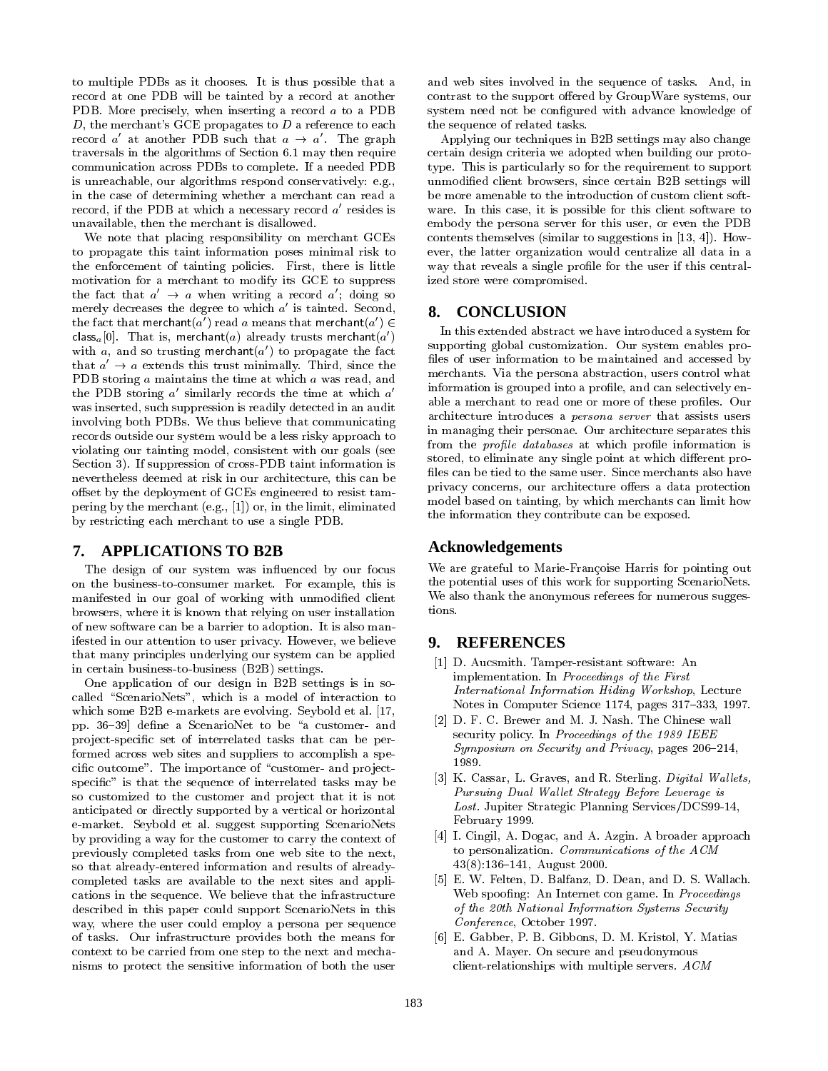to multiple PDBs as it chooses. It is thus possible that a record at one PDB will be tainted by a record at another PDB. More precisely, when inserting a record $a$ to a PDB $D$, the merchant's GCE propagates to $D$ a reference to each record $a'$ at another PDB such that $a \rightarrow a'$. The graph traversals in the algorithms of Section 6.1 may then require communication across PDBs to complete. If a needed PDB is unreachable, our algorithms respond conservatively: e.g., in the case of determining whether a merchant can read a record, if the PDB at which a necessary record $a'$ resides is unavailable, then the merchant is disallowed.

We note that placing responsibility on merchant GCEs to propagate this taint information poses minimal risk to the enforcement of tainting policies. First, there is little motivation for a merchant to modify its GCE to suppress the fact that $a' \rightarrow a$ when writing a record $a'$; doing so merely decreases the degree to which $a'$ is tainted. Second, the fact that $\mathsf{merchant}(a')$ read $a$ means that $\mathsf{merchant}(a') \in \mathsf{class}_a[0]$. That is, $\mathsf{merchant}(a)$ already trusts $\mathsf{merchant}(a')$ with $a$, and so trusting $\mathsf{merchant}(a')$ to propagate the fact that $a' \rightarrow a$ extends this trust minimally. Third, since the PDB storing $a$ maintains the time at which $a$ was read, and the PDB storing $a'$ similarly records the time at which $a'$ was inserted, such suppression is readily detected in an audit involving both PDBs. We thus believe that communicating records outside our system would be a less risky approach to violating our tainting model, consistent with our goals (see Section 3). If suppression of cross-PDB taint information is nevertheless deemed at risk in our architecture, this can be offset by the deployment of GCEs engineered to resist tampering by the merchant (e.g., [1]) or, in the limit, eliminated by restricting each merchant to use a single PDB.

## 7. APPLICATIONS TO B2B

The design of our system was influenced by our focus on the business-to-consumer market. For example, this is manifested in our goal of working with unmodified client browsers, where it is known that relying on user installation of new software can be a barrier to adoption. It is also manifested in our attention to user privacy. However, we believe that many principles underlying our system can be applied in certain business-to-business (B2B) settings.

One application of our design in B2B settings is in so-called "ScenarioNets", which is a model of interaction to which some B2B e-markets are evolving. Seybold et al. [17, pp. 36–39] define a ScenarioNet to be "a customer- and project-specific set of interrelated tasks that can be performed across web sites and suppliers to accomplish a specific outcome". The importance of "customer- and project-specific" is that the sequence of interrelated tasks may be so customized to the customer and project that it is not anticipated or directly supported by a vertical or horizontal e-market. Seybold et al. suggest supporting ScenarioNets by providing a way for the customer to carry the context of previously completed tasks from one web site to the next, so that already-entered information and results of already-completed tasks are available to the next sites and applications in the sequence. We believe that the infrastructure described in this paper could support ScenarioNets in this way, where the user could employ a persona per sequence of tasks. Our infrastructure provides both the means for context to be carried from one step to the next and mechanisms to protect the sensitive information of both the user and web sites involved in the sequence of tasks. And, in contrast to the support offered by GroupWare systems, our system need not be configured with advance knowledge of the sequence of related tasks.

Applying our techniques in B2B settings may also change certain design criteria we adopted when building our prototype. This is particularly so for the requirement to support unmodified client browsers, since certain B2B settings will be more amenable to the introduction of custom client software. In this case, it is possible for this client software to embody the persona server for this user, or even the PDB contents themselves (similar to suggestions in [13, 4]). However, the latter organization would centralize all data in a way that reveals a single profile for the user if this centralized store were compromised.

## 8. CONCLUSION

In this extended abstract we have introduced a system for supporting global customization. Our system enables profiles of user information to be maintained and accessed by merchants. Via the persona abstraction, users control what information is grouped into a profile, and can selectively enable a merchant to read one or more of these profiles. Our architecture introduces a *persona server* that assists users in managing their personae. Our architecture separates this from the *profile databases* at which profile information is stored, to eliminate any single point at which different profiles can be tied to the same user. Since merchants also have privacy concerns, our architecture offers a data protection model based on tainting, by which merchants can limit how the information they contribute can be exposed.

## Acknowledgements

We are grateful to Marie-Françoise Harris for pointing out the potential uses of this work for supporting ScenarioNets. We also thank the anonymous referees for numerous suggestions.

## 9. REFERENCES

[1] D. Aucsmith. Tamper-resistant software: An implementation. In *Proceedings of the First International Information Hiding Workshop*, Lecture Notes in Computer Science 1174, pages 317–333, 1997.

[2] D. F. C. Brewer and M. J. Nash. The Chinese wall security policy. In *Proceedings of the 1989 IEEE Symposium on Security and Privacy*, pages 206–214, 1989.

[3] K. Cassar, L. Graves, and R. Sterling. *Digital Wallets, Pursuing Dual Wallet Strategy Before Leverage is Lost*. Jupiter Strategic Planning Services/DCS99-14, February 1999.

[4] I. Cingil, A. Dogac, and A. Azgin. A broader approach to personalization. *Communications of the ACM* 43(8):136–141, August 2000.

[5] E. W. Felten, D. Balfanz, D. Dean, and D. S. Wallach. Web spoofing: An Internet con game. In *Proceedings of the 20th National Information Systems Security Conference*, October 1997.

[6] E. Gabber, P. B. Gibbons, D. M. Kristol, Y. Matias and A. Mayer. On secure and pseudonymous client-relationships with multiple servers. *ACM*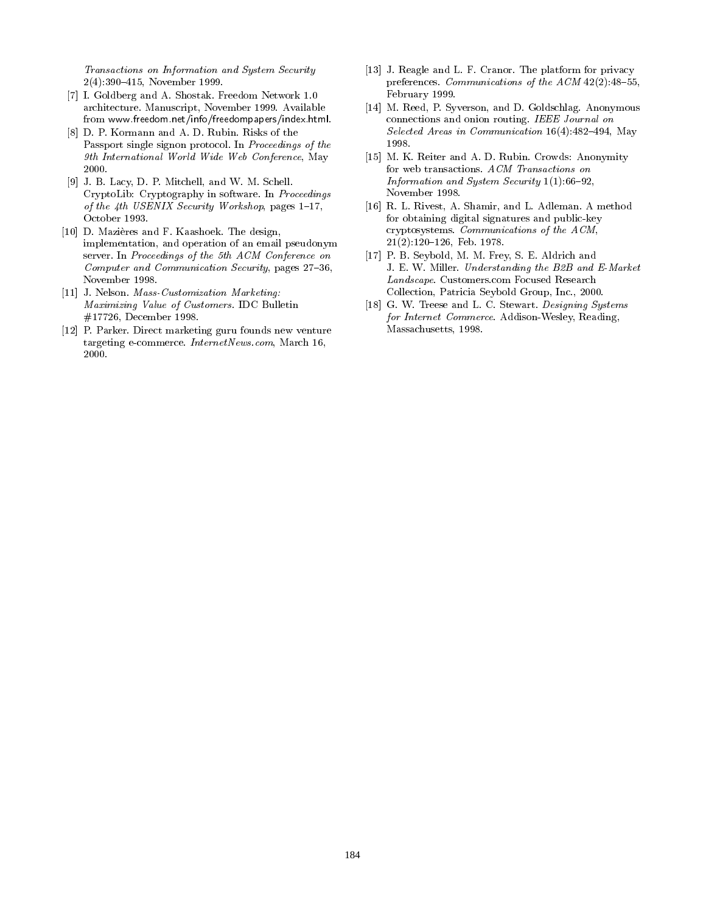*Transactions on Information and System Security* 2(4):390–415, November 1999.

[7] I. Goldberg and A. Shostak. Freedom Network 1.0 architecture. Manuscript, November 1999. Available from www.freedom.net/info/freedompapers/index.html.

[8] D. P. Kormann and A. D. Rubin. Risks of the Passport single signon protocol. In *Proceedings of the 9th International World Wide Web Conference*, May 2000.

[9] J. B. Lacy, D. P. Mitchell, and W. M. Schell. CryptoLib: Cryptography in software. In *Proceedings of the 4th USENIX Security Workshop*, pages 1–17, October 1993.

[10] D. Mazières and F. Kaashoek. The design, implementation, and operation of an email pseudonym server. In *Proceedings of the 5th ACM Conference on Computer and Communication Security*, pages 27–36, November 1998.

[11] J. Nelson. *Mass-Customization Marketing: Maximizing Value of Customers*. IDC Bulletin #17726, December 1998.

[12] P. Parker. Direct marketing guru founds new venture targeting e-commerce. *InternetNews.com*, March 16, 2000.

[13] J. Reagle and L. F. Cranor. The platform for privacy preferences. *Communications of the ACM* 42(2):48–55, February 1999.

[14] M. Reed, P. Syverson, and D. Goldschlag. Anonymous connections and onion routing. *IEEE Journal on Selected Areas in Communication* 16(4):482–494, May 1998.

[15] M. K. Reiter and A. D. Rubin. Crowds: Anonymity for web transactions. *ACM Transactions on Information and System Security* 1(1):66–92, November 1998.

[16] R. L. Rivest, A. Shamir, and L. Adleman. A method for obtaining digital signatures and public-key cryptosystems. *Communications of the ACM*, 21(2):120–126, Feb. 1978.

[17] P. B. Seybold, M. M. Frey, S. E. Aldrich and J. E. W. Miller. *Understanding the B2B and E-Market Landscape*. Customers.com Focused Research Collection, Patricia Seybold Group, Inc., 2000.

[18] G. W. Treese and L. C. Stewart. *Designing Systems for Internet Commerce*. Addison-Wesley, Reading, Massachusetts, 1998.